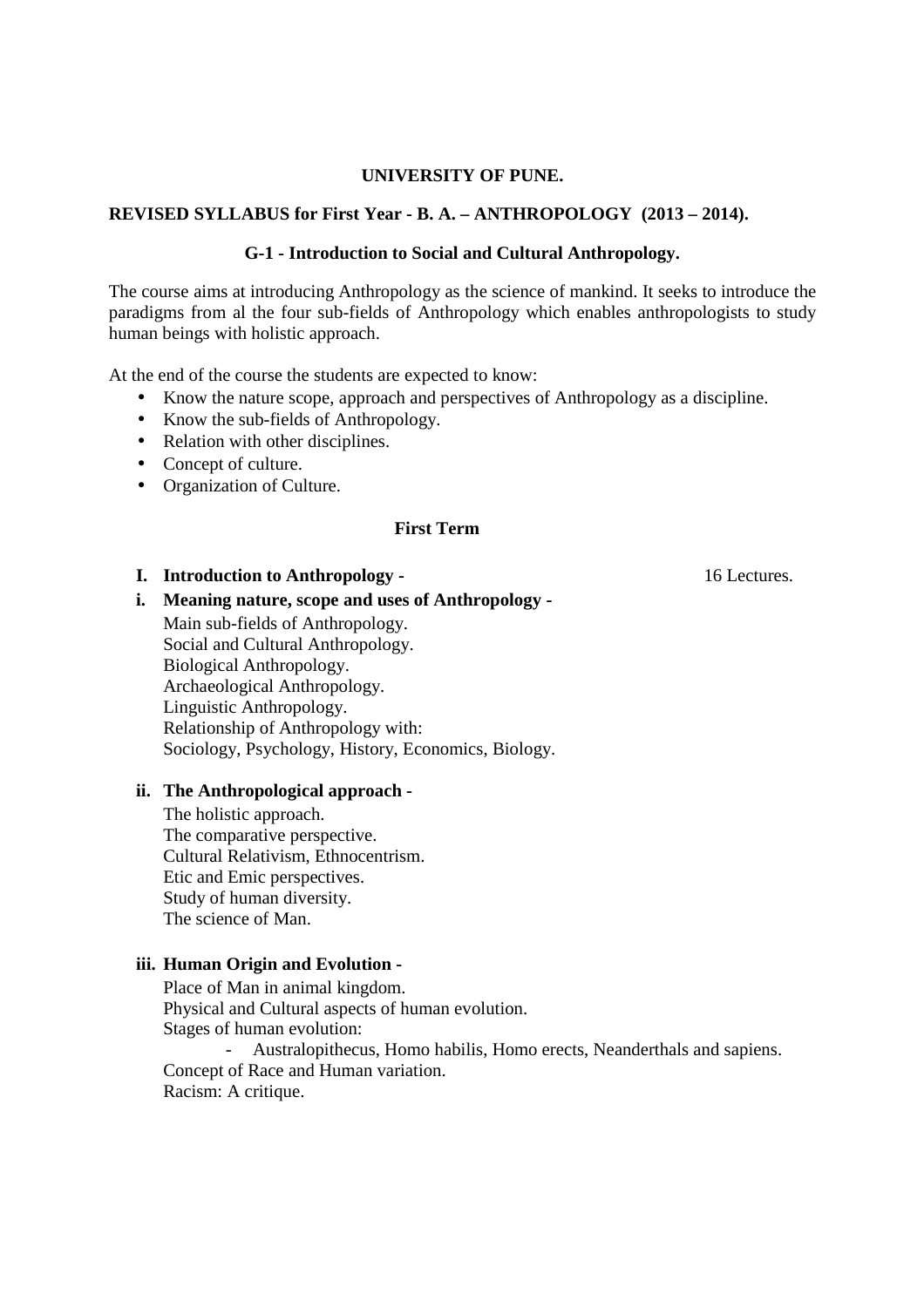**UNIVERSITY OF PUNE.**

**REVISED SYLLABUS for First Year - B. A. – ANTHROPOLOGY (2013 – 2014).**

**G-1 - Introduction to Social and Cultural Anthropology.**

The course aims at introducing Anthropology as the science of mankind. It seeks to introduce the paradigms from al the four sub-fields of Anthropology which enables anthropologists to study human beings with holistic approach.

At the end of the course the students are expected to know:

- Know the nature scope, approach and perspectives of Anthropology as a discipline.
- Know the sub-fields of Anthropology.
- Relation with other disciplines.
- Concept of culture.
- Organization of Culture.

**First Term**

**I. Introduction to Anthropology -** 16 Lectures.

**i. Meaning nature, scope and uses of Anthropology -**

Main sub-fields of Anthropology.
Social and Cultural Anthropology.
Biological Anthropology.
Archaeological Anthropology.
Linguistic Anthropology.
Relationship of Anthropology with:
Sociology, Psychology, History, Economics, Biology.

**ii. The Anthropological approach -**

The holistic approach.
The comparative perspective.
Cultural Relativism, Ethnocentrism.
Etic and Emic perspectives.
Study of human diversity.
The science of Man.

**iii. Human Origin and Evolution -**

Place of Man in animal kingdom.
Physical and Cultural aspects of human evolution.
Stages of human evolution:

- Australopithecus, Homo habilis, Homo erects, Neanderthals and sapiens.

Concept of Race and Human variation.
Racism: A critique.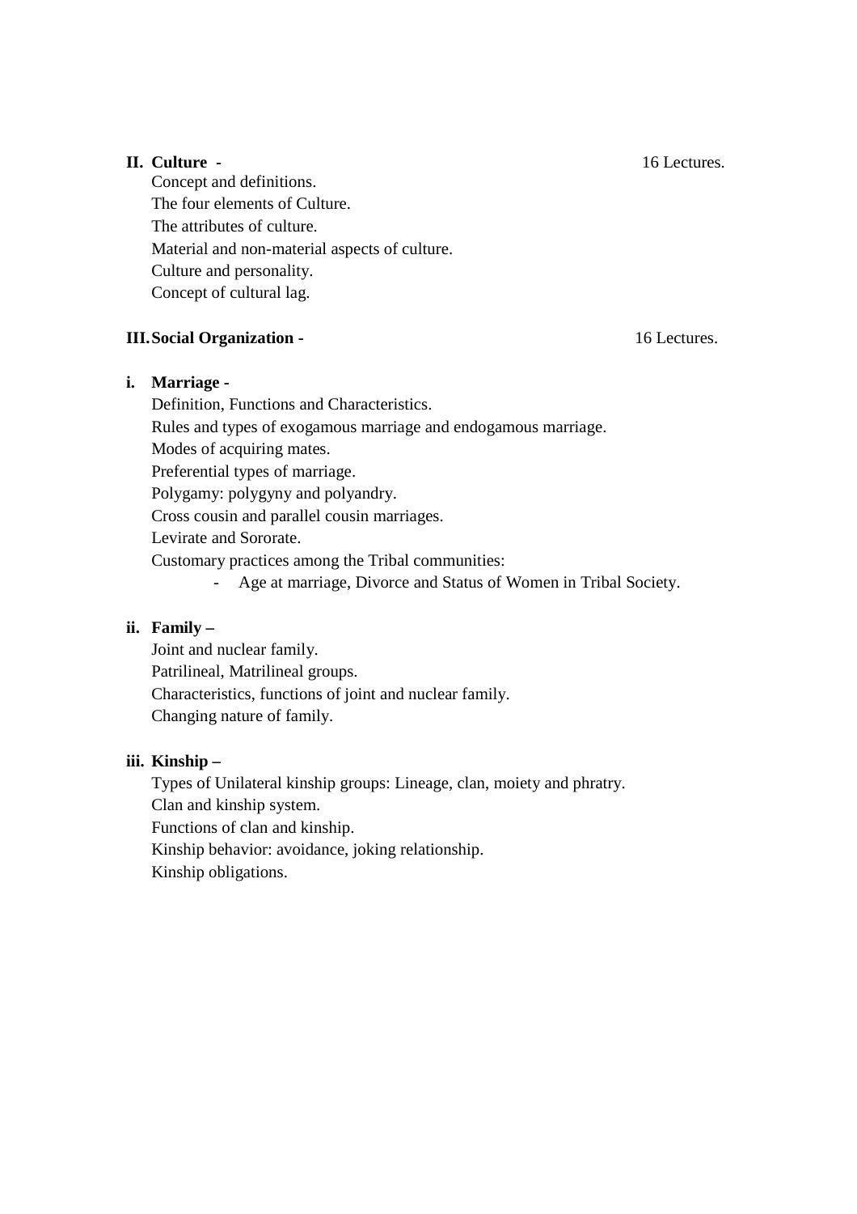## II. Culture - 16 Lectures.

Concept and definitions.
The four elements of Culture.
The attributes of culture.
Material and non-material aspects of culture.
Culture and personality.
Concept of cultural lag.

## III. Social Organization - 16 Lectures.

### i. Marriage -

Definition, Functions and Characteristics.
Rules and types of exogamous marriage and endogamous marriage.
Modes of acquiring mates.
Preferential types of marriage.
Polygamy: polygyny and polyandry.
Cross cousin and parallel cousin marriages.
Levirate and Sororate.
Customary practices among the Tribal communities:

- Age at marriage, Divorce and Status of Women in Tribal Society.

### ii. Family –

Joint and nuclear family.
Patrilineal, Matrilineal groups.
Characteristics, functions of joint and nuclear family.
Changing nature of family.

### iii. Kinship –

Types of Unilateral kinship groups: Lineage, clan, moiety and phratry.
Clan and kinship system.
Functions of clan and kinship.
Kinship behavior: avoidance, joking relationship.
Kinship obligations.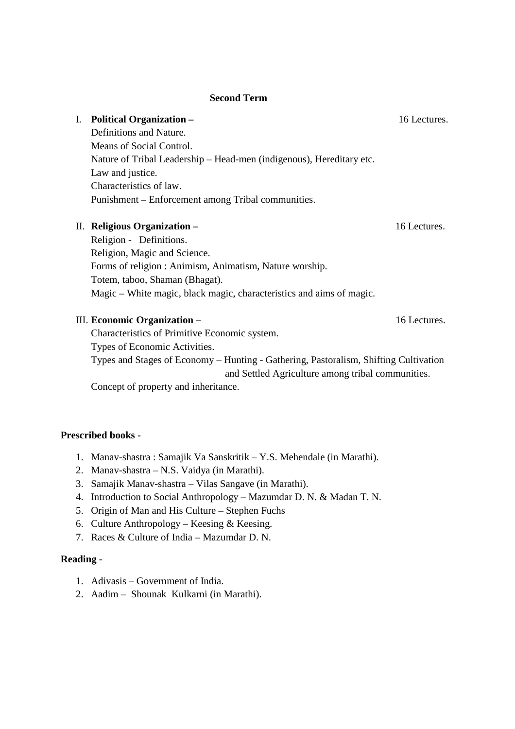## Second Term

I. **Political Organization –** 16 Lectures.

Definitions and Nature.
Means of Social Control.
Nature of Tribal Leadership – Head-men (indigenous), Hereditary etc.
Law and justice.
Characteristics of law.
Punishment – Enforcement among Tribal communities.

II. **Religious Organization –** 16 Lectures.

Religion - Definitions.
Religion, Magic and Science.
Forms of religion : Animism, Animatism, Nature worship.
Totem, taboo, Shaman (Bhagat).
Magic – White magic, black magic, characteristics and aims of magic.

III. **Economic Organization –** 16 Lectures.

Characteristics of Primitive Economic system.
Types of Economic Activities.
Types and Stages of Economy – Hunting - Gathering, Pastoralism, Shifting Cultivation and Settled Agriculture among tribal communities.
Concept of property and inheritance.

**Prescribed books -**

1. Manav-shastra : Samajik Va Sanskritik – Y.S. Mehendale (in Marathi).
2. Manav-shastra – N.S. Vaidya (in Marathi).
3. Samajik Manav-shastra – Vilas Sangave (in Marathi).
4. Introduction to Social Anthropology – Mazumdar D. N. & Madan T. N.
5. Origin of Man and His Culture – Stephen Fuchs
6. Culture Anthropology – Keesing & Keesing.
7. Races & Culture of India – Mazumdar D. N.

**Reading -**

1. Adivasis – Government of India.
2. Aadim – Shounak Kulkarni (in Marathi).